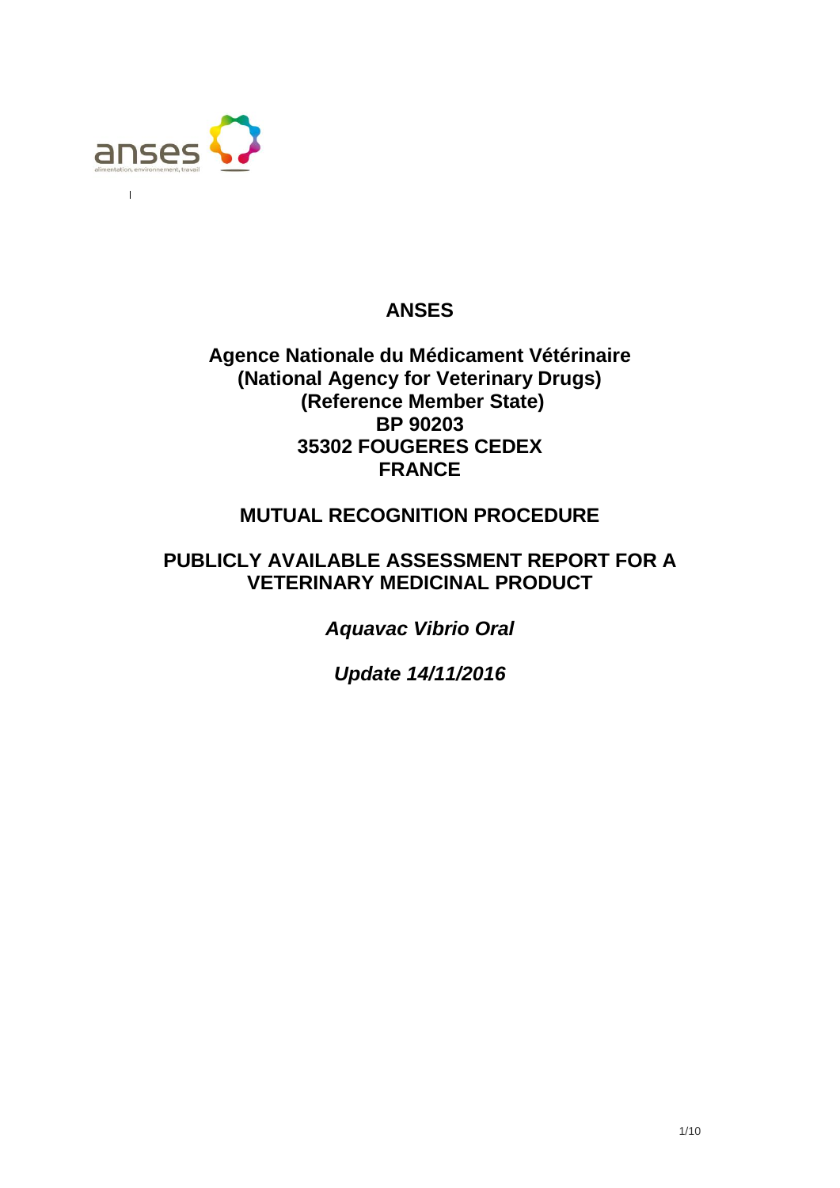**ANSES**

**Agence Nationale du Médicament Vétérinaire**
**(National Agency for Veterinary Drugs)**
**(Reference Member State)**
**BP 90203**
**35302 FOUGERES CEDEX**
**FRANCE**

**MUTUAL RECOGNITION PROCEDURE**

**PUBLICLY AVAILABLE ASSESSMENT REPORT FOR A VETERINARY MEDICINAL PRODUCT**

***Aquavac Vibrio Oral***

***Update 14/11/2016***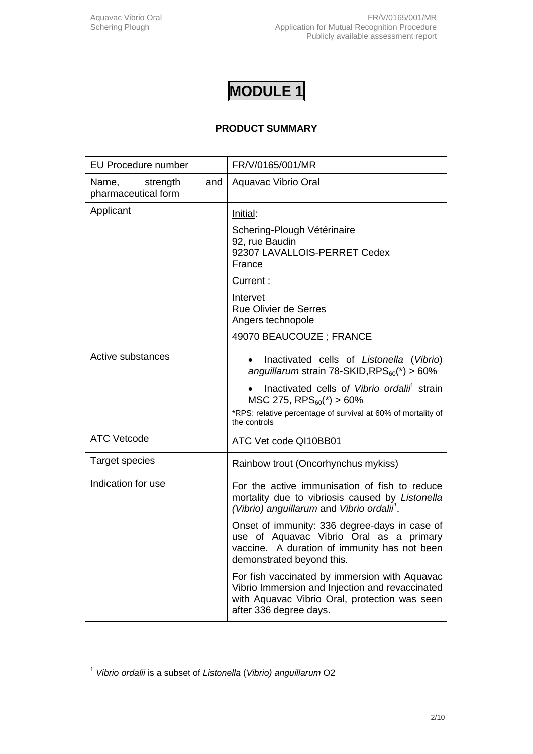# MODULE 1

## PRODUCT SUMMARY

| EU Procedure number | FR/V/0165/001/MR |
|---|---|
| Name, strength and pharmaceutical form | Aquavac Vibrio Oral |
| Applicant | Initial:<br><br>Schering-Plough Vétérinaire<br>92, rue Baudin<br>92307 LAVALLOIS-PERRET Cedex<br>France<br><br>Current :<br><br>Intervet<br>Rue Olivier de Serres<br>Angers technopole<br><br>49070 BEAUCOUZE ; FRANCE |
| Active substances | • Inactivated cells of *Listonella* (*Vibrio*) *anguillarum* strain 78-SKID,$RPS_{60}$(*) > 60%<br><br>• Inactivated cells o*f Vibrio ordalii*[1] strain MSC 275, $RPS_{60}$(*) > 60%<br><br>*RPS: relative percentage of survival at 60% of mortality of the controls |
| ATC Vetcode | ATC Vet code QI10BB01 |
| Target species | Rainbow trout (Oncorhynchus mykiss) |
| Indication for use | For the active immunisation of fish to reduce mortality due to vibriosis caused by *Listonella (Vibrio) anguillarum* and *Vibrio ordalii*[1].<br><br>Onset of immunity: 336 degree-days in case of use of Aquavac Vibrio Oral as a primary vaccine. A duration of immunity has not been demonstrated beyond this.<br><br>For fish vaccinated by immersion with Aquavac Vibrio Immersion and Injection and revaccinated with Aquavac Vibrio Oral, protection was seen after 336 degree days. |

[1] *Vibrio ordalii* is a subset of *Listonella* (*Vibrio) anguillarum* O2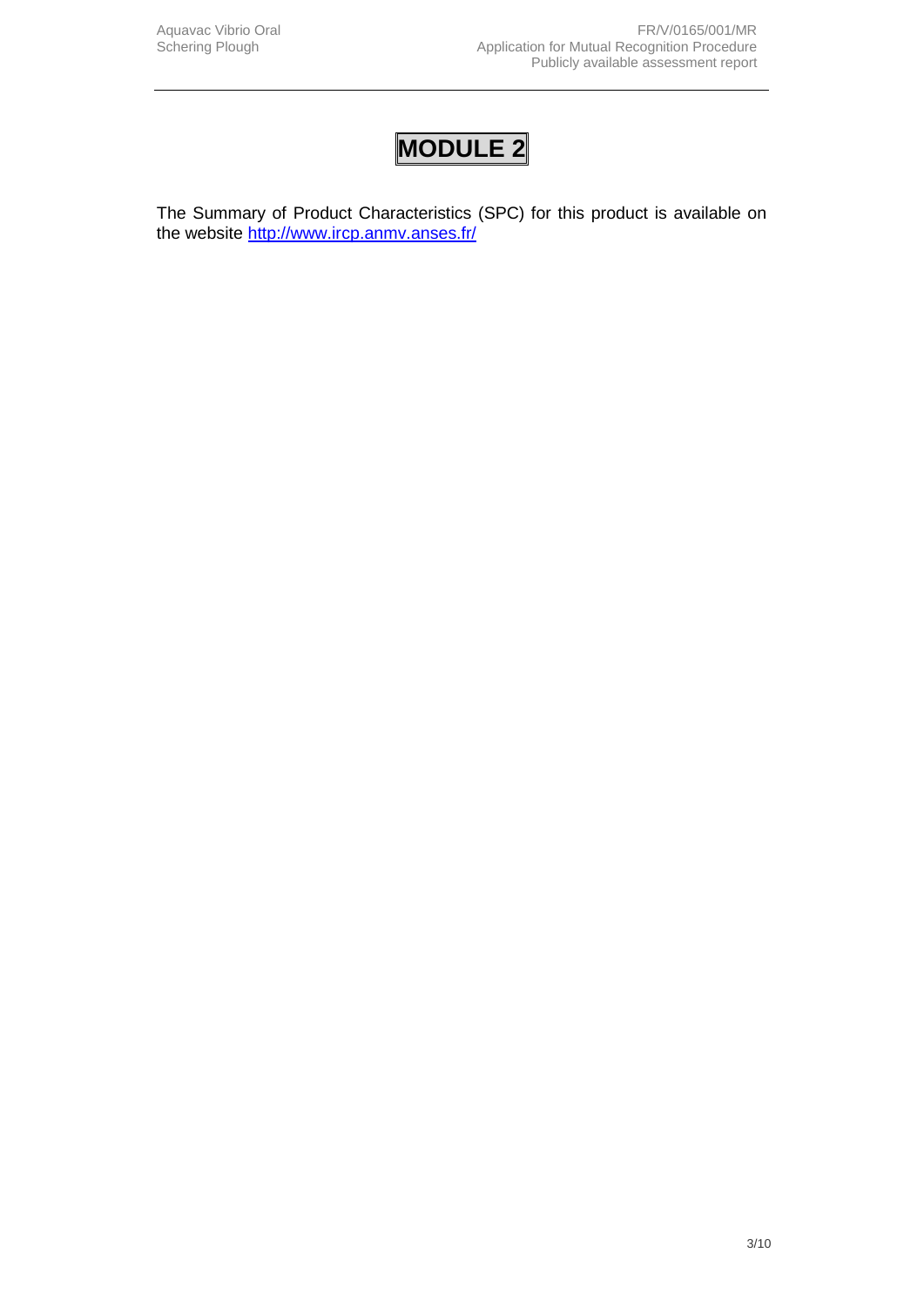# MODULE 2

The Summary of Product Characteristics (SPC) for this product is available on the website http://www.ircp.anmv.anses.fr/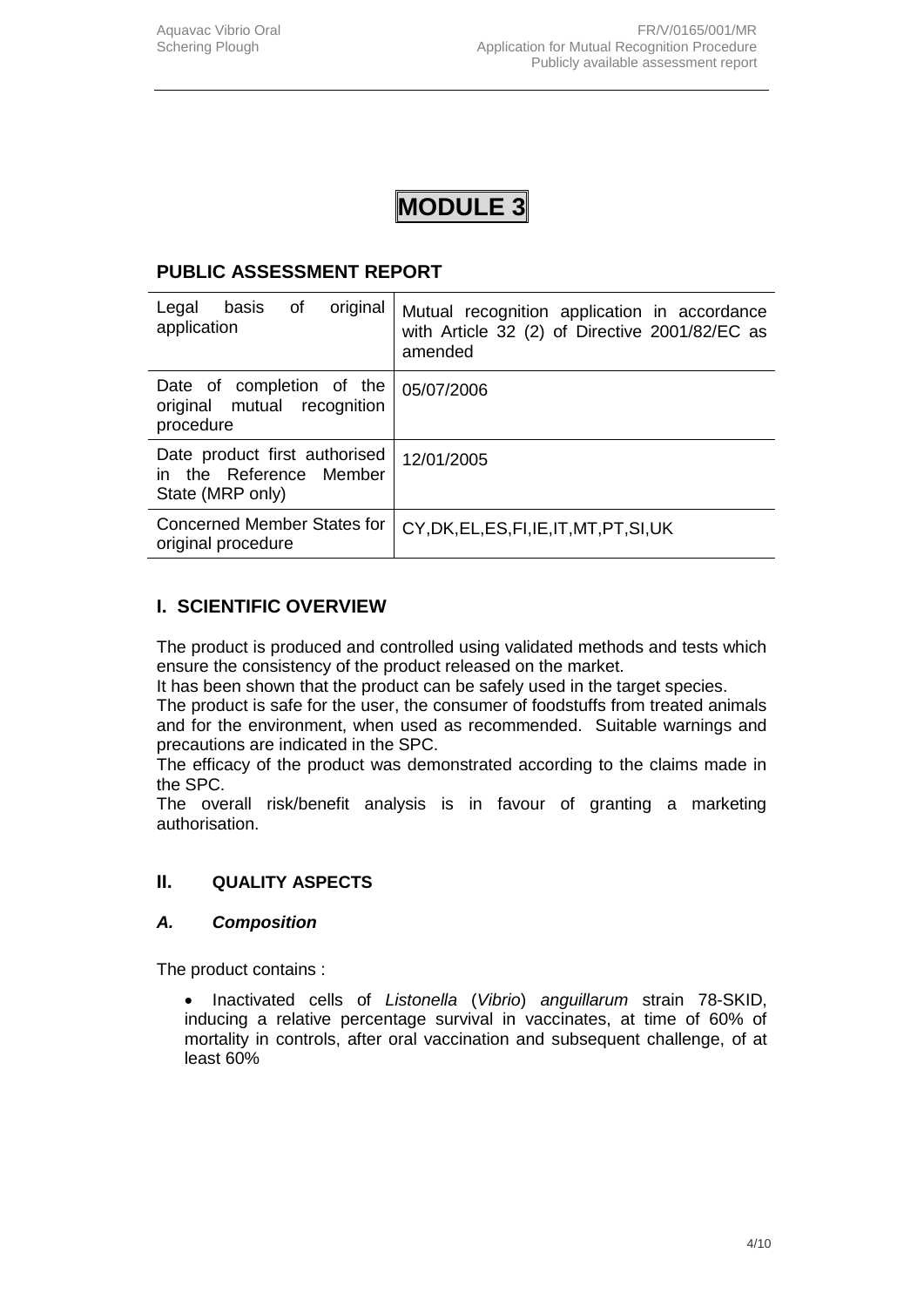# MODULE 3

## PUBLIC ASSESSMENT REPORT

| Legal basis of original application | Mutual recognition application in accordance with Article 32 (2) of Directive 2001/82/EC as amended |
| --- | --- |
| Date of completion of the original mutual recognition procedure | 05/07/2006 |
| Date product first authorised in the Reference Member State (MRP only) | 12/01/2005 |
| Concerned Member States for original procedure | CY,DK,EL,ES,FI,IE,IT,MT,PT,SI,UK |

## I. SCIENTIFIC OVERVIEW

The product is produced and controlled using validated methods and tests which ensure the consistency of the product released on the market.
It has been shown that the product can be safely used in the target species.
The product is safe for the user, the consumer of foodstuffs from treated animals and for the environment, when used as recommended. Suitable warnings and precautions are indicated in the SPC.
The efficacy of the product was demonstrated according to the claims made in the SPC.
The overall risk/benefit analysis is in favour of granting a marketing authorisation.

## II. QUALITY ASPECTS

### *A. Composition*

The product contains :

- Inactivated cells of *Listonella* (*Vibrio*) *anguillarum* strain 78-SKID, inducing a relative percentage survival in vaccinates, at time of 60% of mortality in controls, after oral vaccination and subsequent challenge, of at least 60%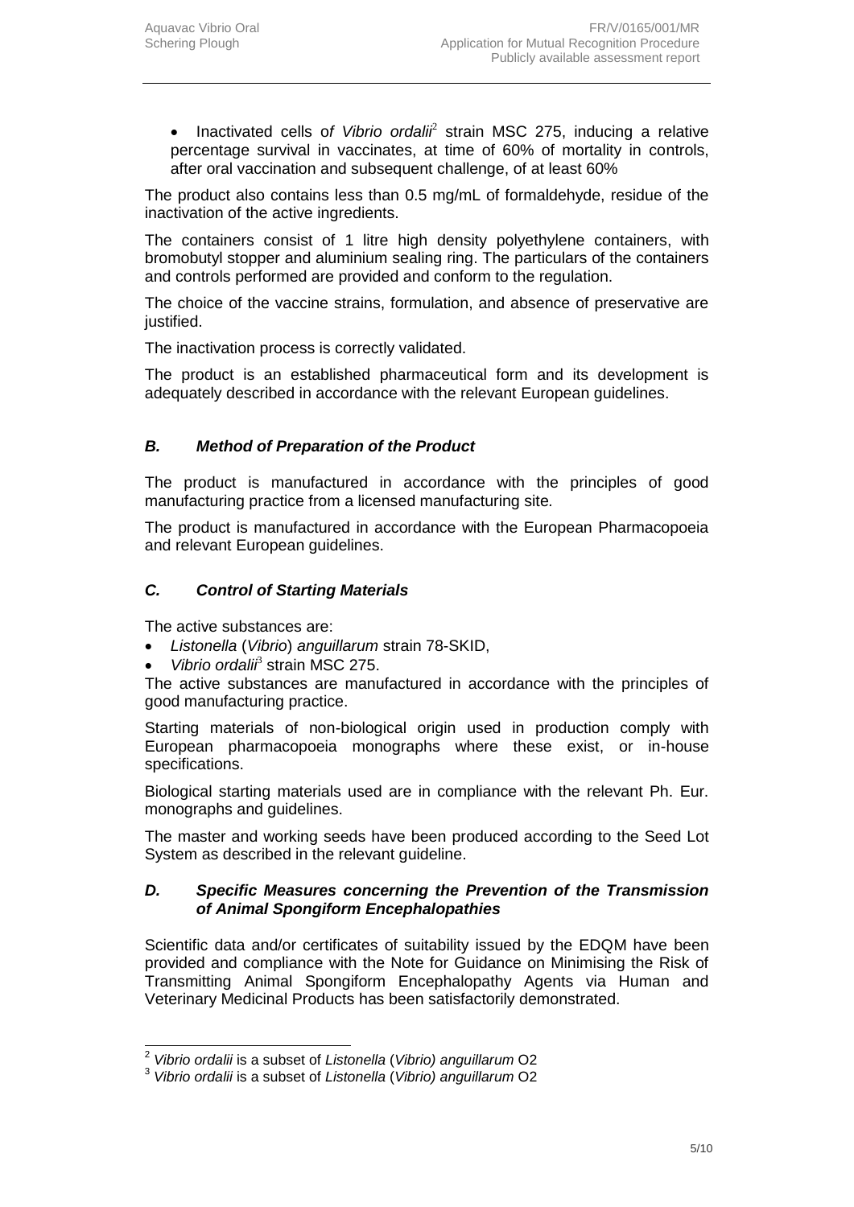- Inactivated cells of *Vibrio ordalii*[2] strain MSC 275, inducing a relative percentage survival in vaccinates, at time of 60% of mortality in controls, after oral vaccination and subsequent challenge, of at least 60%

The product also contains less than 0.5 mg/mL of formaldehyde, residue of the inactivation of the active ingredients.

The containers consist of 1 litre high density polyethylene containers, with bromobutyl stopper and aluminium sealing ring. The particulars of the containers and controls performed are provided and conform to the regulation.

The choice of the vaccine strains, formulation, and absence of preservative are justified.

The inactivation process is correctly validated.

The product is an established pharmaceutical form and its development is adequately described in accordance with the relevant European guidelines.

### *B. Method of Preparation of the Product*

The product is manufactured in accordance with the principles of good manufacturing practice from a licensed manufacturing site.

The product is manufactured in accordance with the European Pharmacopoeia and relevant European guidelines.

### *C. Control of Starting Materials*

The active substances are:

- *Listonella* (*Vibrio*) *anguillarum* strain 78-SKID,
- *Vibrio ordalii*[3] strain MSC 275.

The active substances are manufactured in accordance with the principles of good manufacturing practice.

Starting materials of non-biological origin used in production comply with European pharmacopoeia monographs where these exist, or in-house specifications.

Biological starting materials used are in compliance with the relevant Ph. Eur. monographs and guidelines.

The master and working seeds have been produced according to the Seed Lot System as described in the relevant guideline.

### *D. Specific Measures concerning the Prevention of the Transmission of Animal Spongiform Encephalopathies*

Scientific data and/or certificates of suitability issued by the EDQM have been provided and compliance with the Note for Guidance on Minimising the Risk of Transmitting Animal Spongiform Encephalopathy Agents via Human and Veterinary Medicinal Products has been satisfactorily demonstrated.

---

[2] *Vibrio ordalii* is a subset of *Listonella* (*Vibrio) anguillarum* O2

[3] *Vibrio ordalii* is a subset of *Listonella* (*Vibrio) anguillarum* O2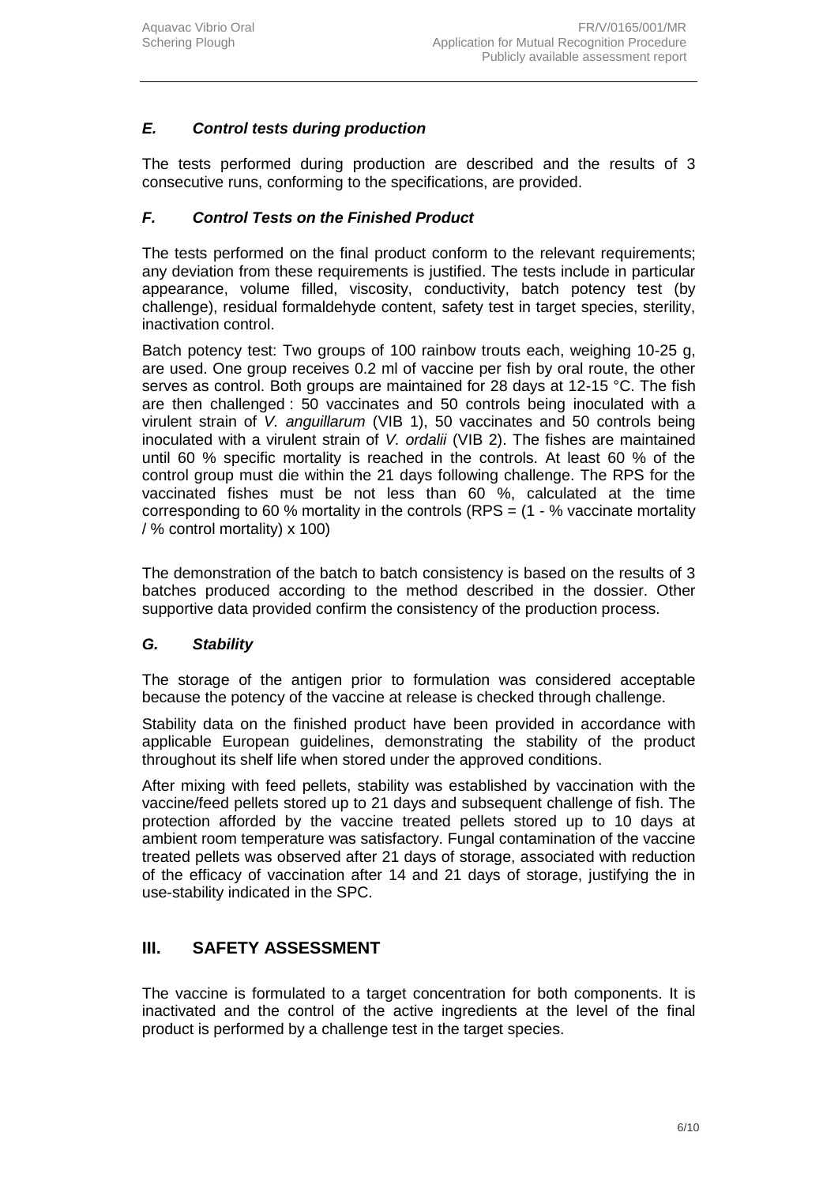### *E. Control tests during production*

The tests performed during production are described and the results of 3 consecutive runs, conforming to the specifications, are provided.

### *F. Control Tests on the Finished Product*

The tests performed on the final product conform to the relevant requirements; any deviation from these requirements is justified. The tests include in particular appearance, volume filled, viscosity, conductivity, batch potency test (by challenge), residual formaldehyde content, safety test in target species, sterility, inactivation control.

Batch potency test: Two groups of 100 rainbow trouts each, weighing 10-25 g, are used. One group receives 0.2 ml of vaccine per fish by oral route, the other serves as control. Both groups are maintained for 28 days at 12-15 °C. The fish are then challenged : 50 vaccinates and 50 controls being inoculated with a virulent strain of *V. anguillarum* (VIB 1), 50 vaccinates and 50 controls being inoculated with a virulent strain of *V. ordalii* (VIB 2). The fishes are maintained until 60 % specific mortality is reached in the controls. At least 60 % of the control group must die within the 21 days following challenge. The RPS for the vaccinated fishes must be not less than 60 %, calculated at the time corresponding to 60 % mortality in the controls (RPS = (1 - % vaccinate mortality / % control mortality) x 100)

The demonstration of the batch to batch consistency is based on the results of 3 batches produced according to the method described in the dossier. Other supportive data provided confirm the consistency of the production process.

### *G. Stability*

The storage of the antigen prior to formulation was considered acceptable because the potency of the vaccine at release is checked through challenge.

Stability data on the finished product have been provided in accordance with applicable European guidelines, demonstrating the stability of the product throughout its shelf life when stored under the approved conditions.

After mixing with feed pellets, stability was established by vaccination with the vaccine/feed pellets stored up to 21 days and subsequent challenge of fish. The protection afforded by the vaccine treated pellets stored up to 10 days at ambient room temperature was satisfactory. Fungal contamination of the vaccine treated pellets was observed after 21 days of storage, associated with reduction of the efficacy of vaccination after 14 and 21 days of storage, justifying the in use-stability indicated in the SPC.

## III. SAFETY ASSESSMENT

The vaccine is formulated to a target concentration for both components. It is inactivated and the control of the active ingredients at the level of the final product is performed by a challenge test in the target species.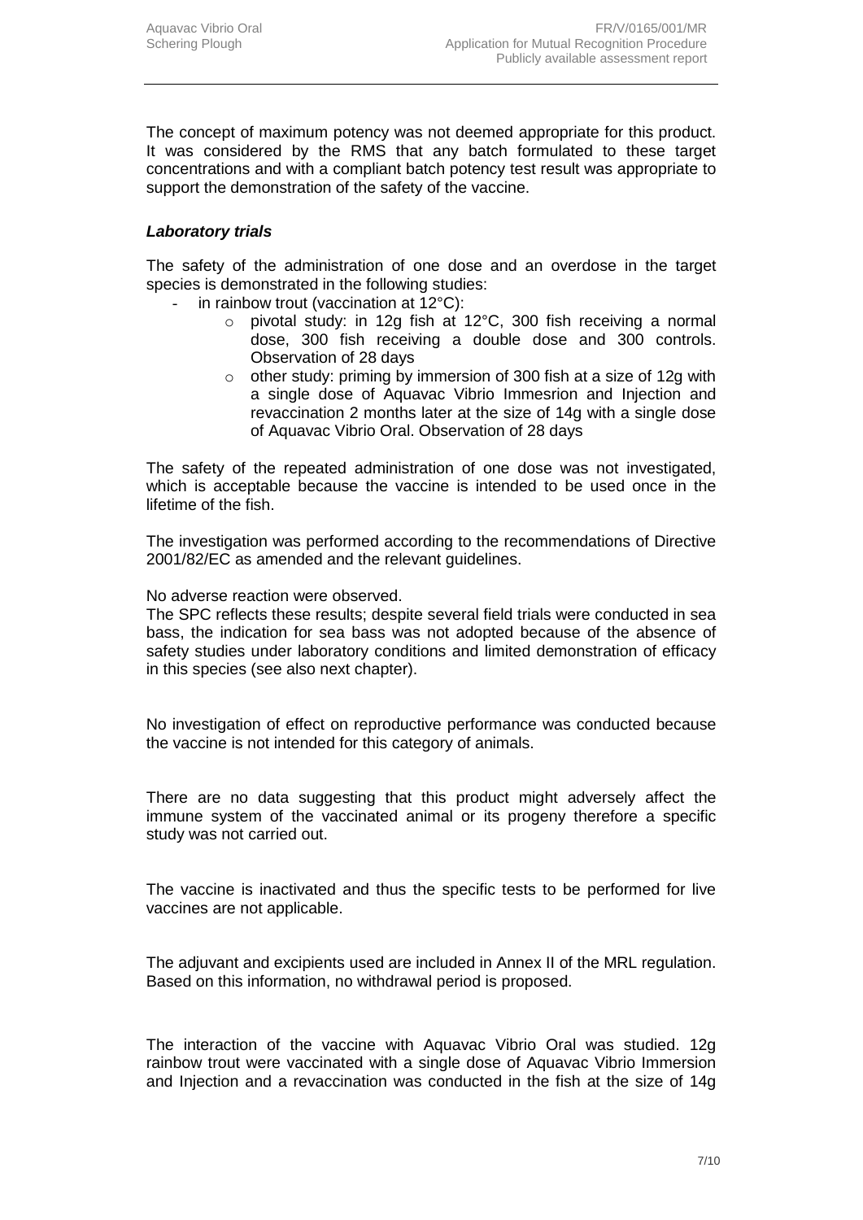The concept of maximum potency was not deemed appropriate for this product. It was considered by the RMS that any batch formulated to these target concentrations and with a compliant batch potency test result was appropriate to support the demonstration of the safety of the vaccine.

***Laboratory trials***

The safety of the administration of one dose and an overdose in the target species is demonstrated in the following studies:

- in rainbow trout (vaccination at 12°C):
    - pivotal study: in 12g fish at 12°C, 300 fish receiving a normal dose, 300 fish receiving a double dose and 300 controls. Observation of 28 days
    - other study: priming by immersion of 300 fish at a size of 12g with a single dose of Aquavac Vibrio Immesrion and Injection and revaccination 2 months later at the size of 14g with a single dose of Aquavac Vibrio Oral. Observation of 28 days

The safety of the repeated administration of one dose was not investigated, which is acceptable because the vaccine is intended to be used once in the lifetime of the fish.

The investigation was performed according to the recommendations of Directive 2001/82/EC as amended and the relevant guidelines.

No adverse reaction were observed.
The SPC reflects these results; despite several field trials were conducted in sea bass, the indication for sea bass was not adopted because of the absence of safety studies under laboratory conditions and limited demonstration of efficacy in this species (see also next chapter).

No investigation of effect on reproductive performance was conducted because the vaccine is not intended for this category of animals.

There are no data suggesting that this product might adversely affect the immune system of the vaccinated animal or its progeny therefore a specific study was not carried out.

The vaccine is inactivated and thus the specific tests to be performed for live vaccines are not applicable.

The adjuvant and excipients used are included in Annex II of the MRL regulation. Based on this information, no withdrawal period is proposed.

The interaction of the vaccine with Aquavac Vibrio Oral was studied. 12g rainbow trout were vaccinated with a single dose of Aquavac Vibrio Immersion and Injection and a revaccination was conducted in the fish at the size of 14g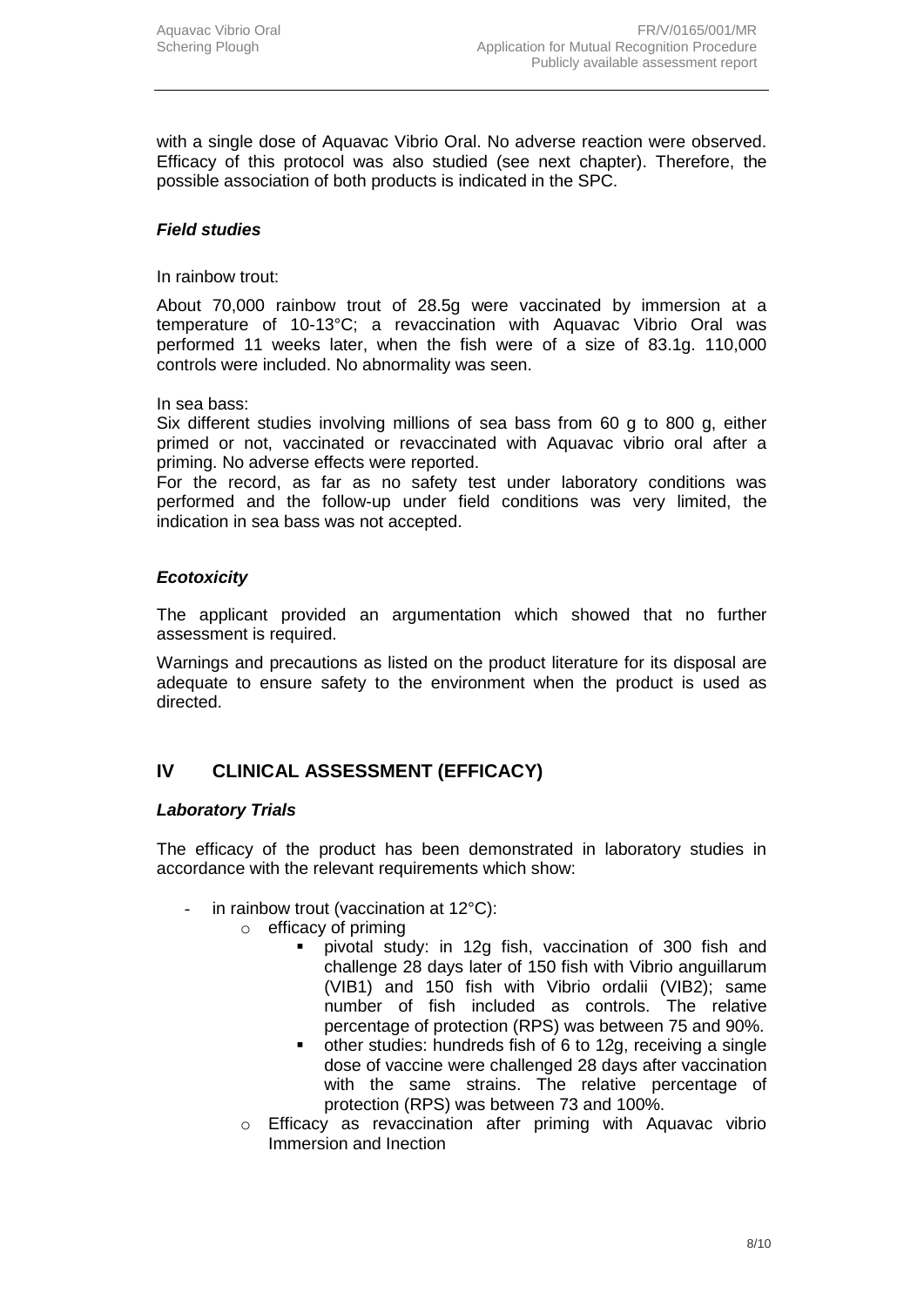with a single dose of Aquavac Vibrio Oral. No adverse reaction were observed. Efficacy of this protocol was also studied (see next chapter). Therefore, the possible association of both products is indicated in the SPC.

### *Field studies*

In rainbow trout:

About 70,000 rainbow trout of 28.5g were vaccinated by immersion at a temperature of 10-13°C; a revaccination with Aquavac Vibrio Oral was performed 11 weeks later, when the fish were of a size of 83.1g. 110,000 controls were included. No abnormality was seen.

In sea bass:

Six different studies involving millions of sea bass from 60 g to 800 g, either primed or not, vaccinated or revaccinated with Aquavac vibrio oral after a priming. No adverse effects were reported.

For the record, as far as no safety test under laboratory conditions was performed and the follow-up under field conditions was very limited, the indication in sea bass was not accepted.

### *Ecotoxicity*

The applicant provided an argumentation which showed that no further assessment is required.

Warnings and precautions as listed on the product literature for its disposal are adequate to ensure safety to the environment when the product is used as directed.

## IV CLINICAL ASSESSMENT (EFFICACY)

### *Laboratory Trials*

The efficacy of the product has been demonstrated in laboratory studies in accordance with the relevant requirements which show:

- in rainbow trout (vaccination at 12°C):
  - efficacy of priming
    - pivotal study: in 12g fish, vaccination of 300 fish and challenge 28 days later of 150 fish with Vibrio anguillarum (VIB1) and 150 fish with Vibrio ordalii (VIB2); same number of fish included as controls. The relative percentage of protection (RPS) was between 75 and 90%.
    - other studies: hundreds fish of 6 to 12g, receiving a single dose of vaccine were challenged 28 days after vaccination with the same strains. The relative percentage of protection (RPS) was between 73 and 100%.
  - Efficacy as revaccination after priming with Aquavac vibrio Immersion and Inection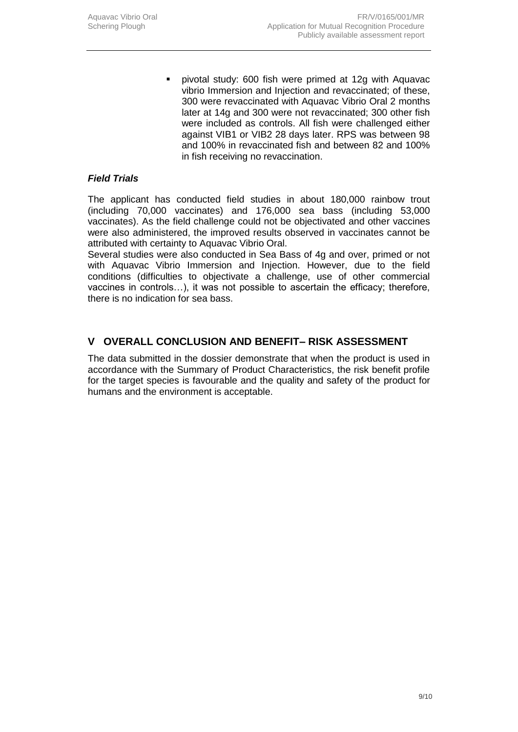- pivotal study: 600 fish were primed at 12g with Aquavac vibrio Immersion and Injection and revaccinated; of these, 300 were revaccinated with Aquavac Vibrio Oral 2 months later at 14g and 300 were not revaccinated; 300 other fish were included as controls. All fish were challenged either against VIB1 or VIB2 28 days later. RPS was between 98 and 100% in revaccinated fish and between 82 and 100% in fish receiving no revaccination.

***Field Trials***

The applicant has conducted field studies in about 180,000 rainbow trout (including 70,000 vaccinates) and 176,000 sea bass (including 53,000 vaccinates). As the field challenge could not be objectivated and other vaccines were also administered, the improved results observed in vaccinates cannot be attributed with certainty to Aquavac Vibrio Oral.
Several studies were also conducted in Sea Bass of 4g and over, primed or not with Aquavac Vibrio Immersion and Injection. However, due to the field conditions (difficulties to objectivate a challenge, use of other commercial vaccines in controls…), it was not possible to ascertain the efficacy; therefore, there is no indication for sea bass.

## V OVERALL CONCLUSION AND BENEFIT– RISK ASSESSMENT

The data submitted in the dossier demonstrate that when the product is used in accordance with the Summary of Product Characteristics, the risk benefit profile for the target species is favourable and the quality and safety of the product for humans and the environment is acceptable.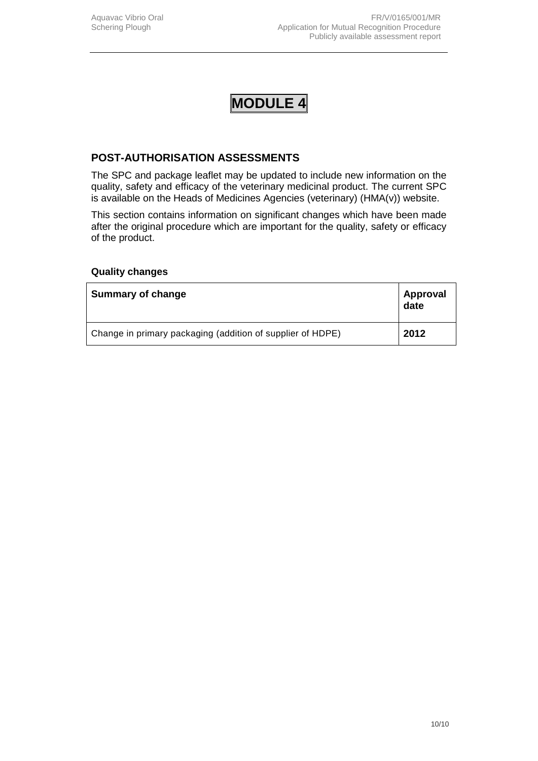# MODULE 4

## POST-AUTHORISATION ASSESSMENTS

The SPC and package leaflet may be updated to include new information on the quality, safety and efficacy of the veterinary medicinal product. The current SPC is available on the Heads of Medicines Agencies (veterinary) (HMA(v)) website.

This section contains information on significant changes which have been made after the original procedure which are important for the quality, safety or efficacy of the product.

### Quality changes

| Summary of change | Approval date |
| --- | --- |
| Change in primary packaging (addition of supplier of HDPE) | **2012** |